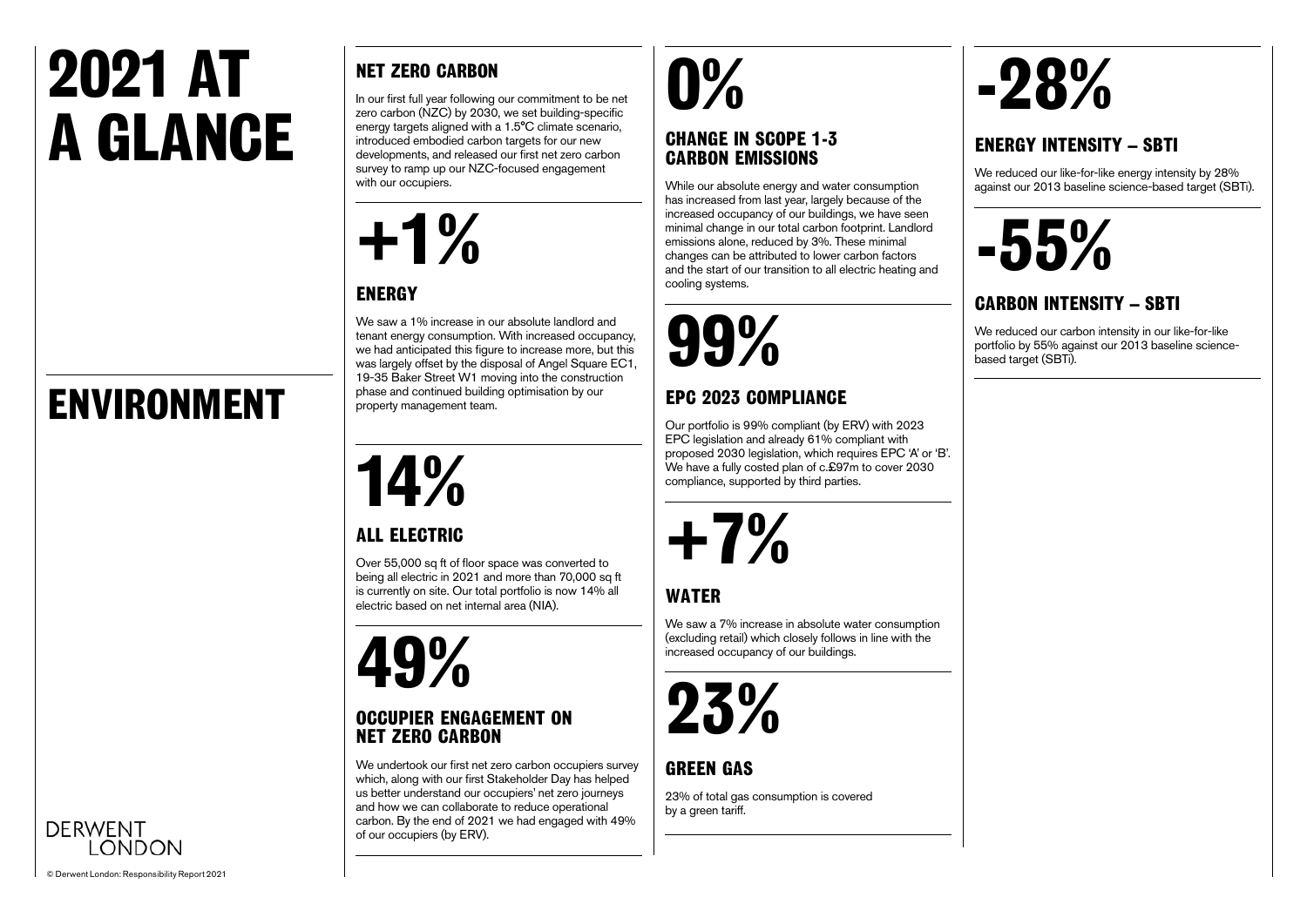# 2021 AT A GLANCE

# ENVIRONMENT

## NET ZERO CARBON

In our first full year following our commitment to be net zero carbon (NZC) by 2030, we set building-specific energy targets aligned with a 1.5°C climate scenario, introduced embodied carbon targets for our new developments, and released our first net zero carbon survey to ramp up our NZC-focused engagement with our occupiers.

**+1%**

## ENERGY

We saw a 1% increase in our absolute landlord and tenant energy consumption. With increased occupancy, we had anticipated this figure to increase more, but this was largely offset by the disposal of Angel Square EC1, 19-35 Baker Street W1 moving into the construction phase and continued building optimisation by our property management team.

**14%**

## ALL ELECTRIC

Over 55,000 sq ft of floor space was converted to being all electric in 2021 and more than 70,000 sq ft is currently on site. Our total portfolio is now 14% all electric based on net internal area (NIA).

**49%**

## OCCUPIER ENGAGEMENT ON NET ZERO CARBON

We undertook our first net zero carbon occupiers survey which, along with our first Stakeholder Day has helped us better understand our occupiers' net zero journeys and how we can collaborate to reduce operational carbon. By the end of 2021 we had engaged with 49% of our occupiers (by ERV).

**0%**

## CHANGE IN SCOPE 1-3 CARBON EMISSIONS

While our absolute energy and water consumption has increased from last year, largely because of the increased occupancy of our buildings, we have seen minimal change in our total carbon footprint. Landlord emissions alone, reduced by 3%. These minimal changes can be attributed to lower carbon factors and the start of our transition to all electric heating and cooling systems.

**99%**

## EPC 2023 COMPLIANCE

Our portfolio is 99% compliant (by ERV) with 2023 EPC legislation and already 61% compliant with proposed 2030 legislation, which requires EPC 'A' or 'B'. We have a fully costed plan of c.£97m to cover 2030 compliance, supported by third parties.

**+7%**

## WATER

We saw a 7% increase in absolute water consumption (excluding retail) which closely follows in line with the increased occupancy of our buildings.

**23%**

## GREEN GAS

23% of total gas consumption is covered by a green tariff.

**-28%**

## ENERGY INTENSITY – SBTI

We reduced our like-for-like energy intensity by 28% against our 2013 baseline science-based target (SBTi).

**-55%**

## CARBON INTENSITY – SBTI

We reduced our carbon intensity in our like-for-like portfolio by 55% against our 2013 baseline science-based target (SBTi).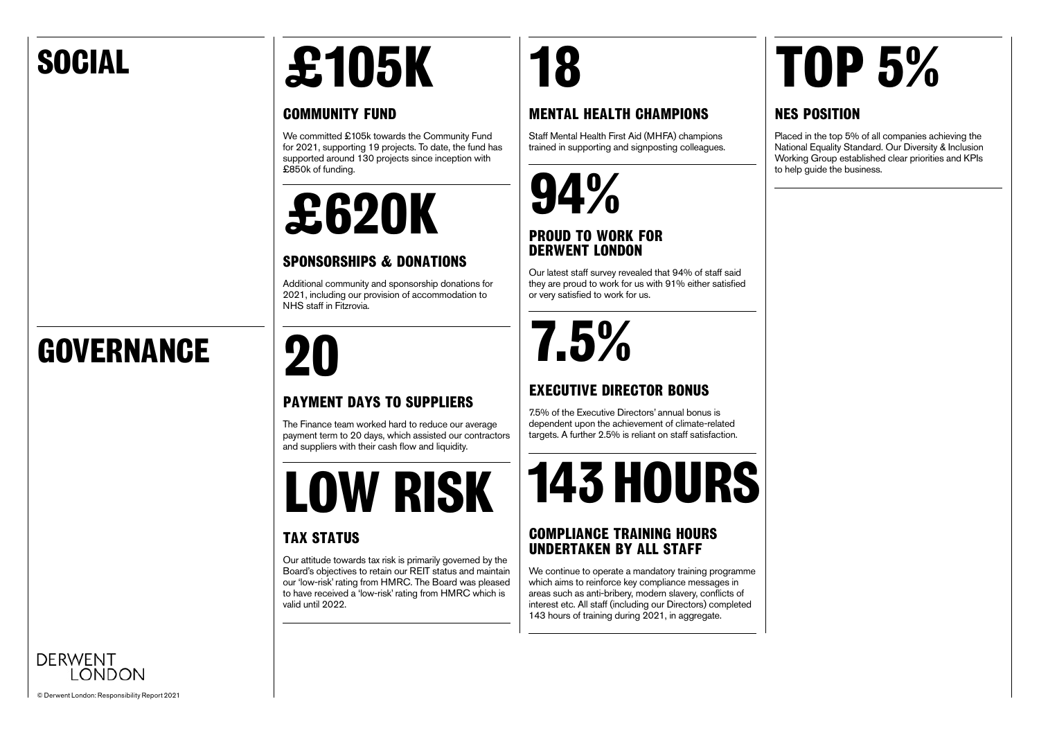# SOCIAL

## £105K

### COMMUNITY FUND

We committed £105k towards the Community Fund for 2021, supporting 19 projects. To date, the fund has supported around 130 projects since inception with £850k of funding.

## £620K

### SPONSORSHIPS & DONATIONS

Additional community and sponsorship donations for 2021, including our provision of accommodation to NHS staff in Fitzrovia.

## 18

### MENTAL HEALTH CHAMPIONS

Staff Mental Health First Aid (MHFA) champions trained in supporting and signposting colleagues.

## 94%

### PROUD TO WORK FOR DERWENT LONDON

Our latest staff survey revealed that 94% of staff said they are proud to work for us with 91% either satisfied or very satisfied to work for us.

## TOP 5%

### NES POSITION

Placed in the top 5% of all companies achieving the National Equality Standard. Our Diversity & Inclusion Working Group established clear priorities and KPIs to help guide the business.

# GOVERNANCE

## 20

### PAYMENT DAYS TO SUPPLIERS

The Finance team worked hard to reduce our average payment term to 20 days, which assisted our contractors and suppliers with their cash flow and liquidity.

## LOW RISK

### TAX STATUS

Our attitude towards tax risk is primarily governed by the Board's objectives to retain our REIT status and maintain our 'low-risk' rating from HMRC. The Board was pleased to have received a 'low-risk' rating from HMRC which is valid until 2022.

## 7.5%

### EXECUTIVE DIRECTOR BONUS

7.5% of the Executive Directors' annual bonus is dependent upon the achievement of climate-related targets. A further 2.5% is reliant on staff satisfaction.

## 143 HOURS

### COMPLIANCE TRAINING HOURS UNDERTAKEN BY ALL STAFF

We continue to operate a mandatory training programme which aims to reinforce key compliance messages in areas such as anti-bribery, modern slavery, conflicts of interest etc. All staff (including our Directors) completed 143 hours of training during 2021, in aggregate.